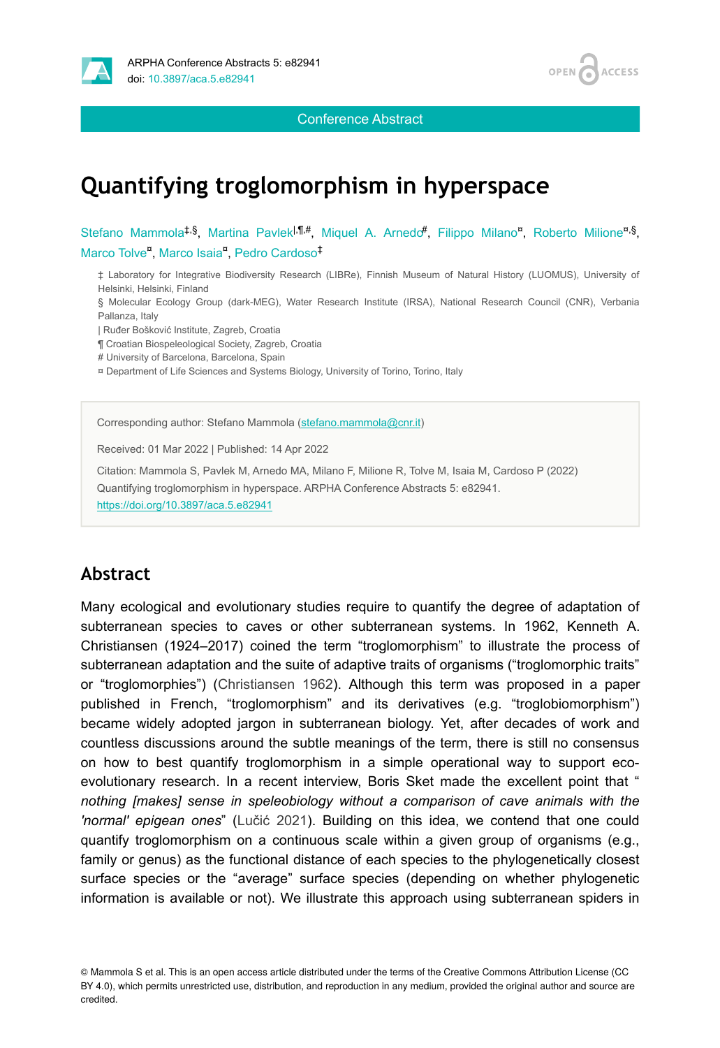Conference Abstract

# Quantifying troglomorphism in hyperspace

Stefano Mammola[‡,§], Martina Pavlek[|,¶,#], Miquel A. Arnedo[#], Filippo Milano[¤], Roberto Milione[¤,§], Marco Tolve[¤], Marco Isaia[¤], Pedro Cardoso[‡]

‡ Laboratory for Integrative Biodiversity Research (LIBRe), Finnish Museum of Natural History (LUOMUS), University of Helsinki, Helsinki, Finland

§ Molecular Ecology Group (dark-MEG), Water Research Institute (IRSA), National Research Council (CNR), Verbania Pallanza, Italy

| Ruđer Bošković Institute, Zagreb, Croatia

¶ Croatian Biospeleological Society, Zagreb, Croatia

# University of Barcelona, Barcelona, Spain

¤ Department of Life Sciences and Systems Biology, University of Torino, Torino, Italy

Corresponding author: Stefano Mammola (stefano.mammola@cnr.it)

Received: 01 Mar 2022 | Published: 14 Apr 2022

Citation: Mammola S, Pavlek M, Arnedo MA, Milano F, Milione R, Tolve M, Isaia M, Cardoso P (2022) Quantifying troglomorphism in hyperspace. ARPHA Conference Abstracts 5: e82941. https://doi.org/10.3897/aca.5.e82941

## Abstract

Many ecological and evolutionary studies require to quantify the degree of adaptation of subterranean species to caves or other subterranean systems. In 1962, Kenneth A. Christiansen (1924–2017) coined the term "troglomorphism" to illustrate the process of subterranean adaptation and the suite of adaptive traits of organisms ("troglomorphic traits" or "troglomorphies") (Christiansen 1962). Although this term was proposed in a paper published in French, "troglomorphism" and its derivatives (e.g. "troglobiomorphism") became widely adopted jargon in subterranean biology. Yet, after decades of work and countless discussions around the subtle meanings of the term, there is still no consensus on how to best quantify troglomorphism in a simple operational way to support eco-evolutionary research. In a recent interview, Boris Sket made the excellent point that "*nothing [makes] sense in speleobiology without a comparison of cave animals with the 'normal' epigean ones*" (Lučić 2021). Building on this idea, we contend that one could quantify troglomorphism on a continuous scale within a given group of organisms (e.g., family or genus) as the functional distance of each species to the phylogenetically closest surface species or the "average" surface species (depending on whether phylogenetic information is available or not). We illustrate this approach using subterranean spiders in

© Mammola S et al. This is an open access article distributed under the terms of the Creative Commons Attribution License (CC BY 4.0), which permits unrestricted use, distribution, and reproduction in any medium, provided the original author and source are credited.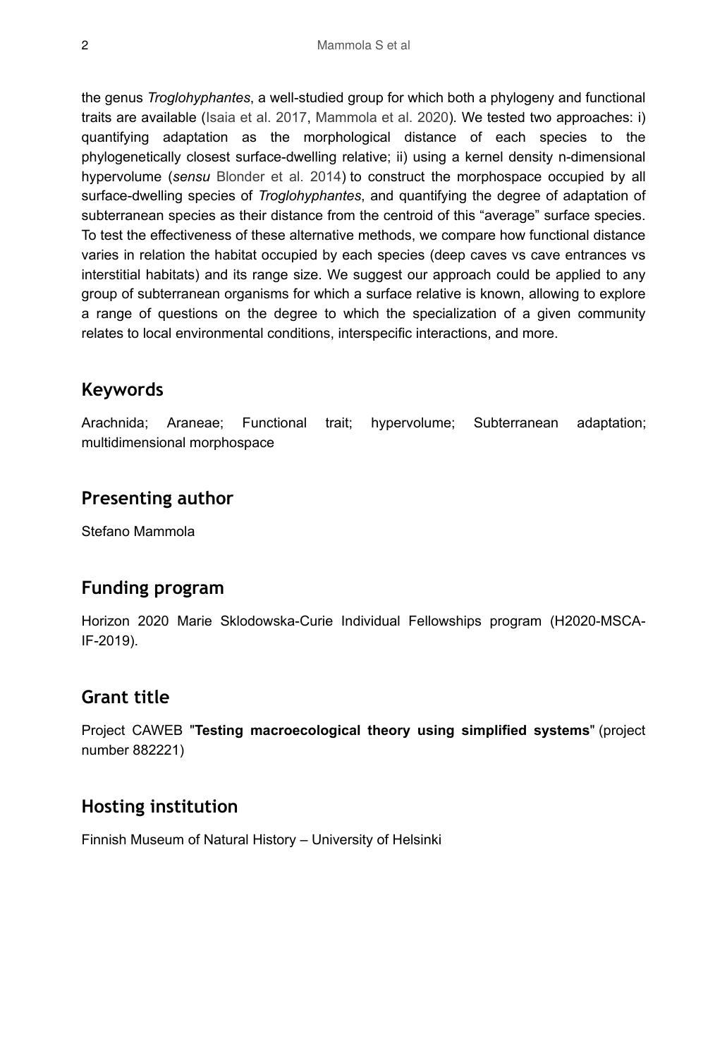the genus *Troglohyphantes*, a well-studied group for which both a phylogeny and functional traits are available (Isaia et al. 2017, Mammola et al. 2020). We tested two approaches: i) quantifying adaptation as the morphological distance of each species to the phylogenetically closest surface-dwelling relative; ii) using a kernel density n-dimensional hypervolume (*sensu* Blonder et al. 2014) to construct the morphospace occupied by all surface-dwelling species of *Troglohyphantes*, and quantifying the degree of adaptation of subterranean species as their distance from the centroid of this "average" surface species. To test the effectiveness of these alternative methods, we compare how functional distance varies in relation the habitat occupied by each species (deep caves vs cave entrances vs interstitial habitats) and its range size. We suggest our approach could be applied to any group of subterranean organisms for which a surface relative is known, allowing to explore a range of questions on the degree to which the specialization of a given community relates to local environmental conditions, interspecific interactions, and more.

## Keywords

Arachnida; Araneae; Functional trait; hypervolume; Subterranean adaptation; multidimensional morphospace

## Presenting author

Stefano Mammola

## Funding program

Horizon 2020 Marie Sklodowska-Curie Individual Fellowships program (H2020-MSCA-IF-2019).

## Grant title

Project CAWEB "**Testing macroecological theory using simplified systems**" (project number 882221)

## Hosting institution

Finnish Museum of Natural History – University of Helsinki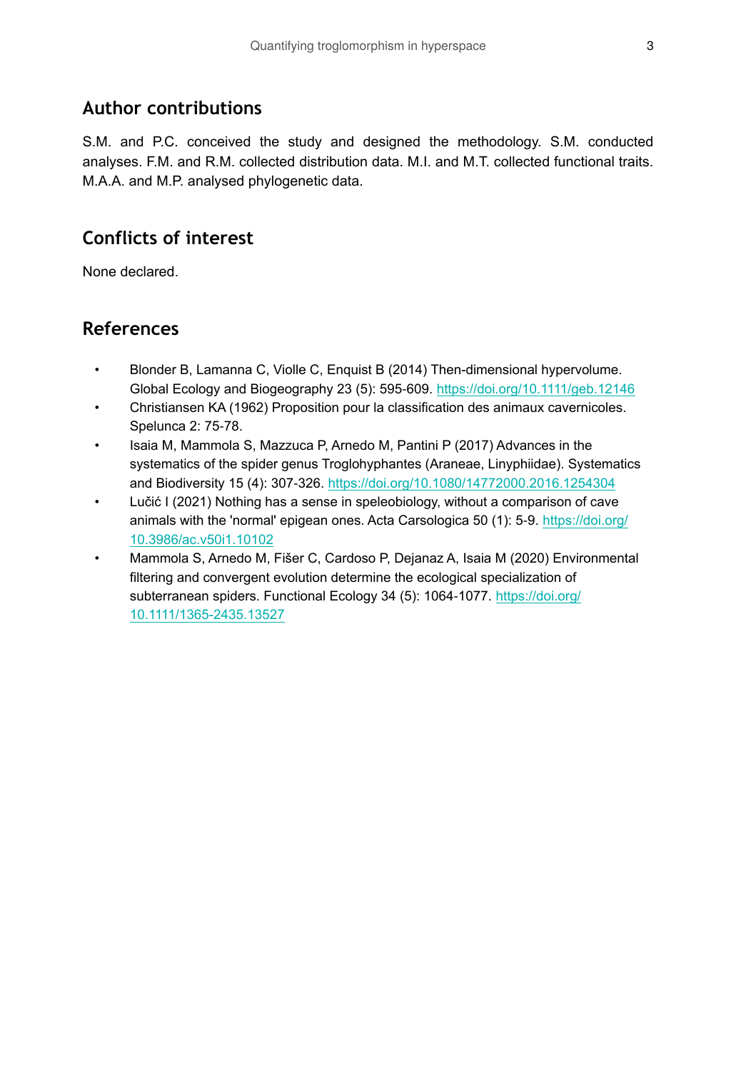## Author contributions

S.M. and P.C. conceived the study and designed the methodology. S.M. conducted analyses. F.M. and R.M. collected distribution data. M.I. and M.T. collected functional traits. M.A.A. and M.P. analysed phylogenetic data.

## Conflicts of interest

None declared.

## References

- Blonder B, Lamanna C, Violle C, Enquist B (2014) Then-dimensional hypervolume. Global Ecology and Biogeography 23 (5): 595-609. https://doi.org/10.1111/geb.12146
- Christiansen KA (1962) Proposition pour la classification des animaux cavernicoles. Spelunca 2: 75-78.
- Isaia M, Mammola S, Mazzuca P, Arnedo M, Pantini P (2017) Advances in the systematics of the spider genus Troglohyphantes (Araneae, Linyphiidae). Systematics and Biodiversity 15 (4): 307-326. https://doi.org/10.1080/14772000.2016.1254304
- Lučić I (2021) Nothing has a sense in speleobiology, without a comparison of cave animals with the 'normal' epigean ones. Acta Carsologica 50 (1): 5-9. https://doi.org/10.3986/ac.v50i1.10102
- Mammola S, Arnedo M, Fišer C, Cardoso P, Dejanaz A, Isaia M (2020) Environmental filtering and convergent evolution determine the ecological specialization of subterranean spiders. Functional Ecology 34 (5): 1064-1077. https://doi.org/10.1111/1365-2435.13527